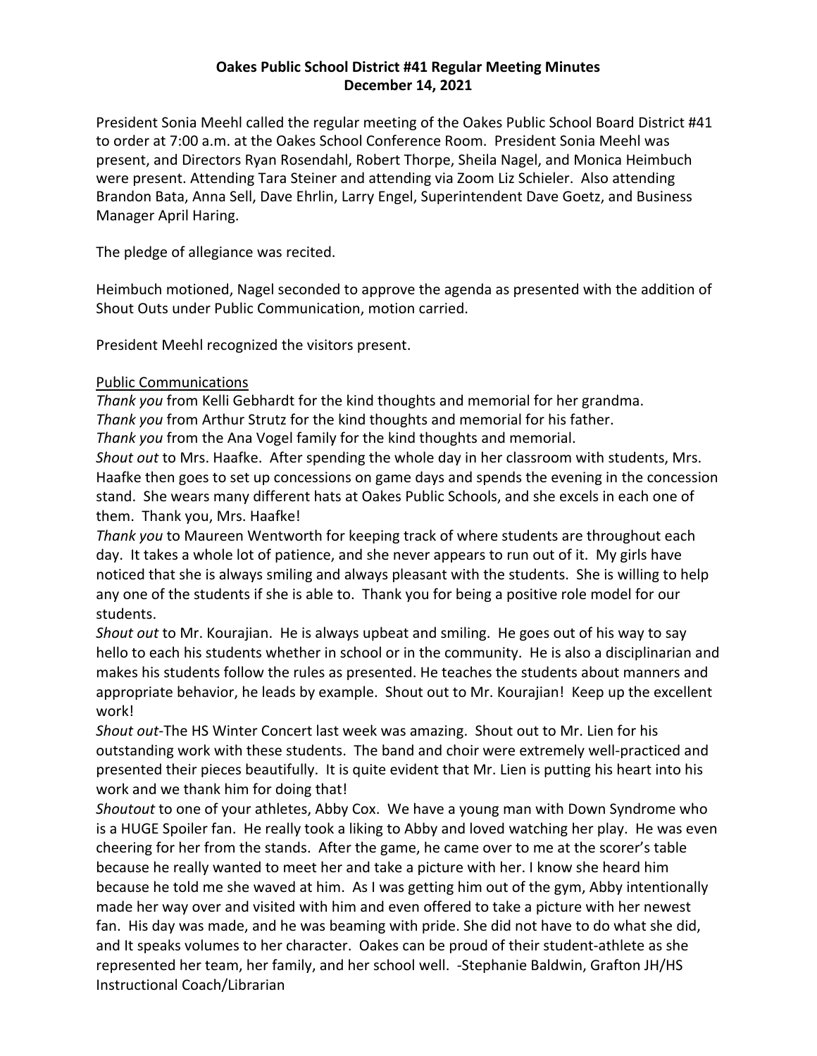**Oakes Public School District #41 Regular Meeting Minutes**
**December 14, 2021**

President Sonia Meehl called the regular meeting of the Oakes Public School Board District #41 to order at 7:00 a.m. at the Oakes School Conference Room. President Sonia Meehl was present, and Directors Ryan Rosendahl, Robert Thorpe, Sheila Nagel, and Monica Heimbuch were present. Attending Tara Steiner and attending via Zoom Liz Schieler. Also attending Brandon Bata, Anna Sell, Dave Ehrlin, Larry Engel, Superintendent Dave Goetz, and Business Manager April Haring.

The pledge of allegiance was recited.

Heimbuch motioned, Nagel seconded to approve the agenda as presented with the addition of Shout Outs under Public Communication, motion carried.

President Meehl recognized the visitors present.

<u>Public Communications</u>

*Thank you* from Kelli Gebhardt for the kind thoughts and memorial for her grandma.
*Thank you* from Arthur Strutz for the kind thoughts and memorial for his father.
*Thank you* from the Ana Vogel family for the kind thoughts and memorial.
*Shout out* to Mrs. Haafke. After spending the whole day in her classroom with students, Mrs. Haafke then goes to set up concessions on game days and spends the evening in the concession stand. She wears many different hats at Oakes Public Schools, and she excels in each one of them. Thank you, Mrs. Haafke!
*Thank you* to Maureen Wentworth for keeping track of where students are throughout each day. It takes a whole lot of patience, and she never appears to run out of it. My girls have noticed that she is always smiling and always pleasant with the students. She is willing to help any one of the students if she is able to. Thank you for being a positive role model for our students.
*Shout out* to Mr. Kourajian. He is always upbeat and smiling. He goes out of his way to say hello to each his students whether in school or in the community. He is also a disciplinarian and makes his students follow the rules as presented. He teaches the students about manners and appropriate behavior, he leads by example. Shout out to Mr. Kourajian! Keep up the excellent work!
*Shout out*-The HS Winter Concert last week was amazing. Shout out to Mr. Lien for his outstanding work with these students. The band and choir were extremely well-practiced and presented their pieces beautifully. It is quite evident that Mr. Lien is putting his heart into his work and we thank him for doing that!
*Shoutout* to one of your athletes, Abby Cox. We have a young man with Down Syndrome who is a HUGE Spoiler fan. He really took a liking to Abby and loved watching her play. He was even cheering for her from the stands. After the game, he came over to me at the scorer's table because he really wanted to meet her and take a picture with her. I know she heard him because he told me she waved at him. As I was getting him out of the gym, Abby intentionally made her way over and visited with him and even offered to take a picture with her newest fan. His day was made, and he was beaming with pride. She did not have to do what she did, and It speaks volumes to her character. Oakes can be proud of their student-athlete as she represented her team, her family, and her school well. -Stephanie Baldwin, Grafton JH/HS Instructional Coach/Librarian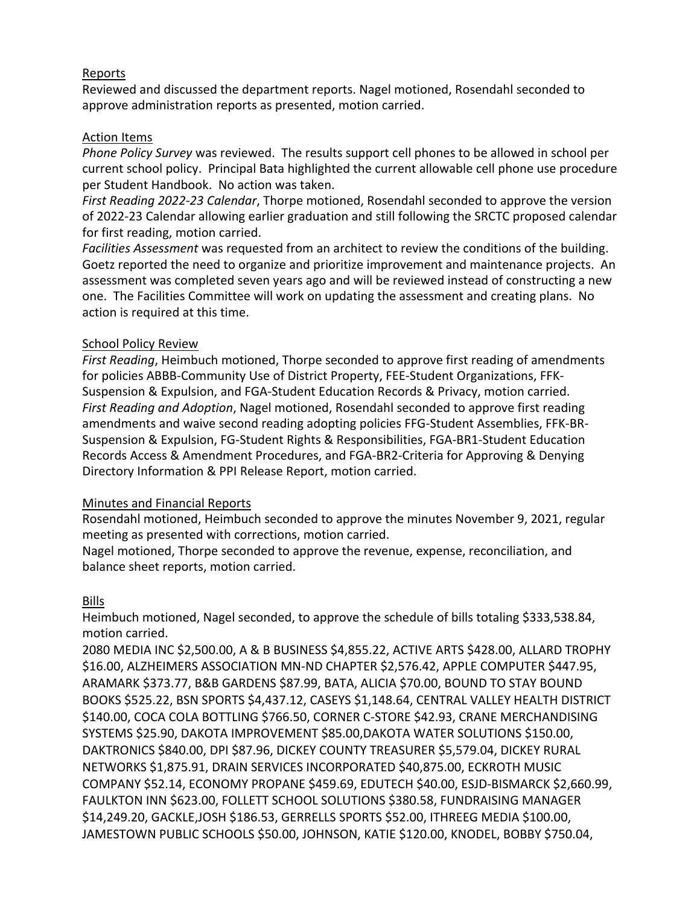Reports

Reviewed and discussed the department reports. Nagel motioned, Rosendahl seconded to approve administration reports as presented, motion carried.

Action Items

*Phone Policy Survey* was reviewed. The results support cell phones to be allowed in school per current school policy. Principal Bata highlighted the current allowable cell phone use procedure per Student Handbook. No action was taken.

*First Reading 2022-23 Calendar*, Thorpe motioned, Rosendahl seconded to approve the version of 2022-23 Calendar allowing earlier graduation and still following the SRCTC proposed calendar for first reading, motion carried.

*Facilities Assessment* was requested from an architect to review the conditions of the building. Goetz reported the need to organize and prioritize improvement and maintenance projects. An assessment was completed seven years ago and will be reviewed instead of constructing a new one. The Facilities Committee will work on updating the assessment and creating plans. No action is required at this time.

School Policy Review

*First Reading*, Heimbuch motioned, Thorpe seconded to approve first reading of amendments for policies ABBB-Community Use of District Property, FEE-Student Organizations, FFK-Suspension & Expulsion, and FGA-Student Education Records & Privacy, motion carried.

*First Reading and Adoption*, Nagel motioned, Rosendahl seconded to approve first reading amendments and waive second reading adopting policies FFG-Student Assemblies, FFK-BR-Suspension & Expulsion, FG-Student Rights & Responsibilities, FGA-BR1-Student Education Records Access & Amendment Procedures, and FGA-BR2-Criteria for Approving & Denying Directory Information & PPI Release Report, motion carried.

Minutes and Financial Reports

Rosendahl motioned, Heimbuch seconded to approve the minutes November 9, 2021, regular meeting as presented with corrections, motion carried.

Nagel motioned, Thorpe seconded to approve the revenue, expense, reconciliation, and balance sheet reports, motion carried.

Bills

Heimbuch motioned, Nagel seconded, to approve the schedule of bills totaling $333,538.84, motion carried.

2080 MEDIA INC $2,500.00, A & B BUSINESS $4,855.22, ACTIVE ARTS $428.00, ALLARD TROPHY $16.00, ALZHEIMERS ASSOCIATION MN-ND CHAPTER $2,576.42, APPLE COMPUTER $447.95, ARAMARK $373.77, B&B GARDENS $87.99, BATA, ALICIA $70.00, BOUND TO STAY BOUND BOOKS $525.22, BSN SPORTS $4,437.12, CASEYS $1,148.64, CENTRAL VALLEY HEALTH DISTRICT $140.00, COCA COLA BOTTLING $766.50, CORNER C-STORE $42.93, CRANE MERCHANDISING SYSTEMS $25.90, DAKOTA IMPROVEMENT $85.00,DAKOTA WATER SOLUTIONS $150.00, DAKTRONICS $840.00, DPI $87.96, DICKEY COUNTY TREASURER $5,579.04, DICKEY RURAL NETWORKS $1,875.91, DRAIN SERVICES INCORPORATED $40,875.00, ECKROTH MUSIC COMPANY $52.14, ECONOMY PROPANE $459.69, EDUTECH $40.00, ESJD-BISMARCK $2,660.99, FAULKTON INN $623.00, FOLLETT SCHOOL SOLUTIONS $380.58, FUNDRAISING MANAGER $14,249.20, GACKLE,JOSH $186.53, GERRELLS SPORTS $52.00, ITHREEG MEDIA $100.00, JAMESTOWN PUBLIC SCHOOLS $50.00, JOHNSON, KATIE $120.00, KNODEL, BOBBY $750.04,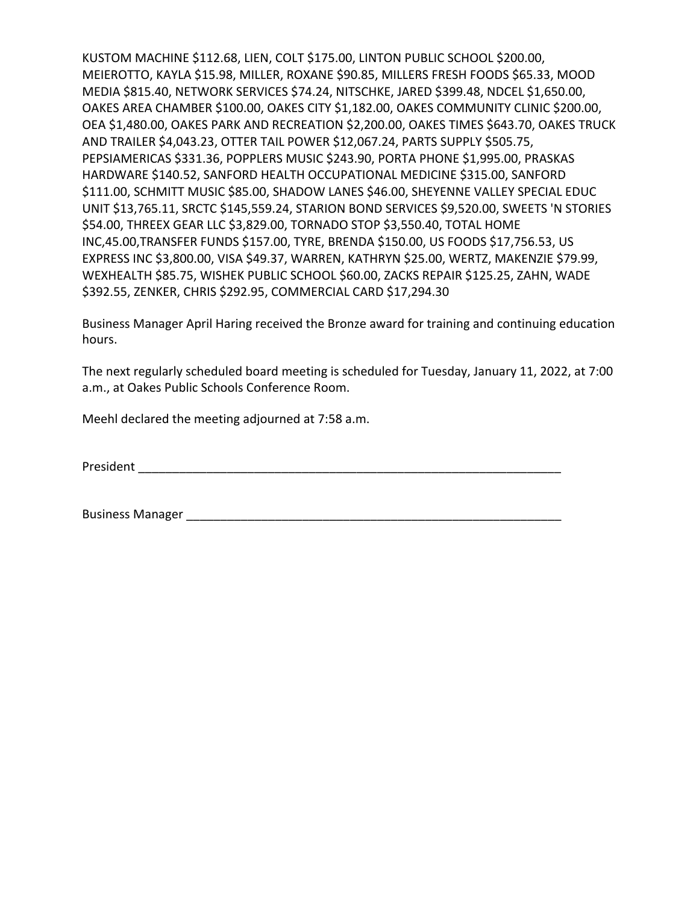KUSTOM MACHINE $112.68, LIEN, COLT $175.00, LINTON PUBLIC SCHOOL $200.00, MEIEROTTO, KAYLA $15.98, MILLER, ROXANE $90.85, MILLERS FRESH FOODS $65.33, MOOD MEDIA $815.40, NETWORK SERVICES $74.24, NITSCHKE, JARED $399.48, NDCEL $1,650.00, OAKES AREA CHAMBER $100.00, OAKES CITY $1,182.00, OAKES COMMUNITY CLINIC $200.00, OEA $1,480.00, OAKES PARK AND RECREATION $2,200.00, OAKES TIMES $643.70, OAKES TRUCK AND TRAILER $4,043.23, OTTER TAIL POWER $12,067.24, PARTS SUPPLY $505.75, PEPSIAMERICAS $331.36, POPPLERS MUSIC $243.90, PORTA PHONE $1,995.00, PRASKAS HARDWARE $140.52, SANFORD HEALTH OCCUPATIONAL MEDICINE $315.00, SANFORD $111.00, SCHMITT MUSIC $85.00, SHADOW LANES $46.00, SHEYENNE VALLEY SPECIAL EDUC UNIT $13,765.11, SRCTC $145,559.24, STARION BOND SERVICES $9,520.00, SWEETS 'N STORIES $54.00, THREEX GEAR LLC $3,829.00, TORNADO STOP $3,550.40, TOTAL HOME INC,45.00,TRANSFER FUNDS $157.00, TYRE, BRENDA $150.00, US FOODS $17,756.53, US EXPRESS INC $3,800.00, VISA $49.37, WARREN, KATHRYN $25.00, WERTZ, MAKENZIE $79.99, WEXHEALTH $85.75, WISHEK PUBLIC SCHOOL $60.00, ZACKS REPAIR $125.25, ZAHN, WADE $392.55, ZENKER, CHRIS $292.95, COMMERCIAL CARD $17,294.30

Business Manager April Haring received the Bronze award for training and continuing education hours.

The next regularly scheduled board meeting is scheduled for Tuesday, January 11, 2022, at 7:00 a.m., at Oakes Public Schools Conference Room.

Meehl declared the meeting adjourned at 7:58 a.m.

President ________________________________________________________________

Business Manager ________________________________________________________